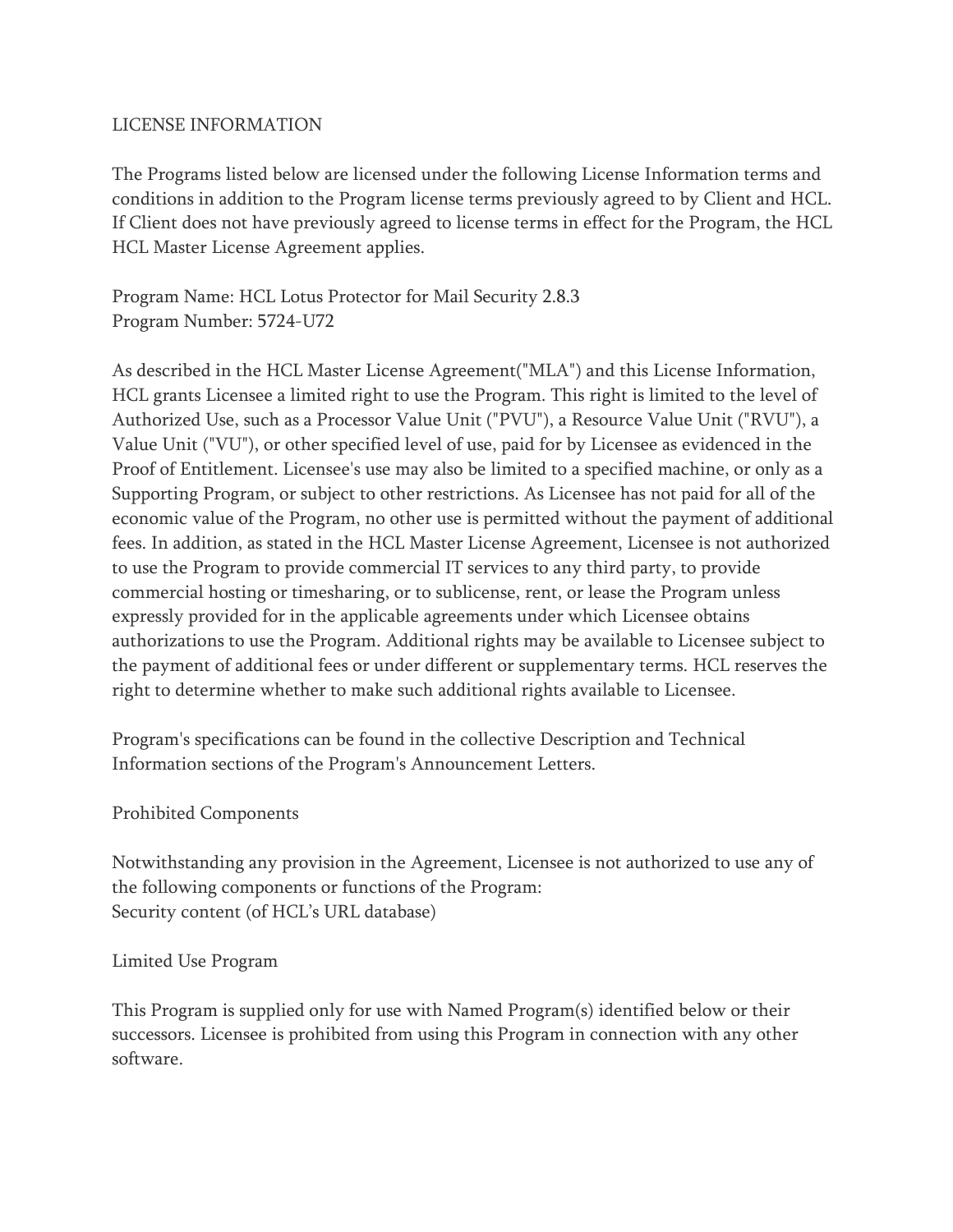# LICENSE INFORMATION

The Programs listed below are licensed under the following License Information terms and conditions in addition to the Program license terms previously agreed to by Client and HCL. If Client does not have previously agreed to license terms in effect for the Program, the HCL HCL Master License Agreement applies.

Program Name: HCL Lotus Protector for Mail Security 2.8.3
Program Number: 5724-U72

As described in the HCL Master License Agreement("MLA") and this License Information, HCL grants Licensee a limited right to use the Program. This right is limited to the level of Authorized Use, such as a Processor Value Unit ("PVU"), a Resource Value Unit ("RVU"), a Value Unit ("VU"), or other specified level of use, paid for by Licensee as evidenced in the Proof of Entitlement. Licensee's use may also be limited to a specified machine, or only as a Supporting Program, or subject to other restrictions. As Licensee has not paid for all of the economic value of the Program, no other use is permitted without the payment of additional fees. In addition, as stated in the HCL Master License Agreement, Licensee is not authorized to use the Program to provide commercial IT services to any third party, to provide commercial hosting or timesharing, or to sublicense, rent, or lease the Program unless expressly provided for in the applicable agreements under which Licensee obtains authorizations to use the Program. Additional rights may be available to Licensee subject to the payment of additional fees or under different or supplementary terms. HCL reserves the right to determine whether to make such additional rights available to Licensee.

Program's specifications can be found in the collective Description and Technical Information sections of the Program's Announcement Letters.

## Prohibited Components

Notwithstanding any provision in the Agreement, Licensee is not authorized to use any of the following components or functions of the Program:
Security content (of HCL's URL database)

## Limited Use Program

This Program is supplied only for use with Named Program(s) identified below or their successors. Licensee is prohibited from using this Program in connection with any other software.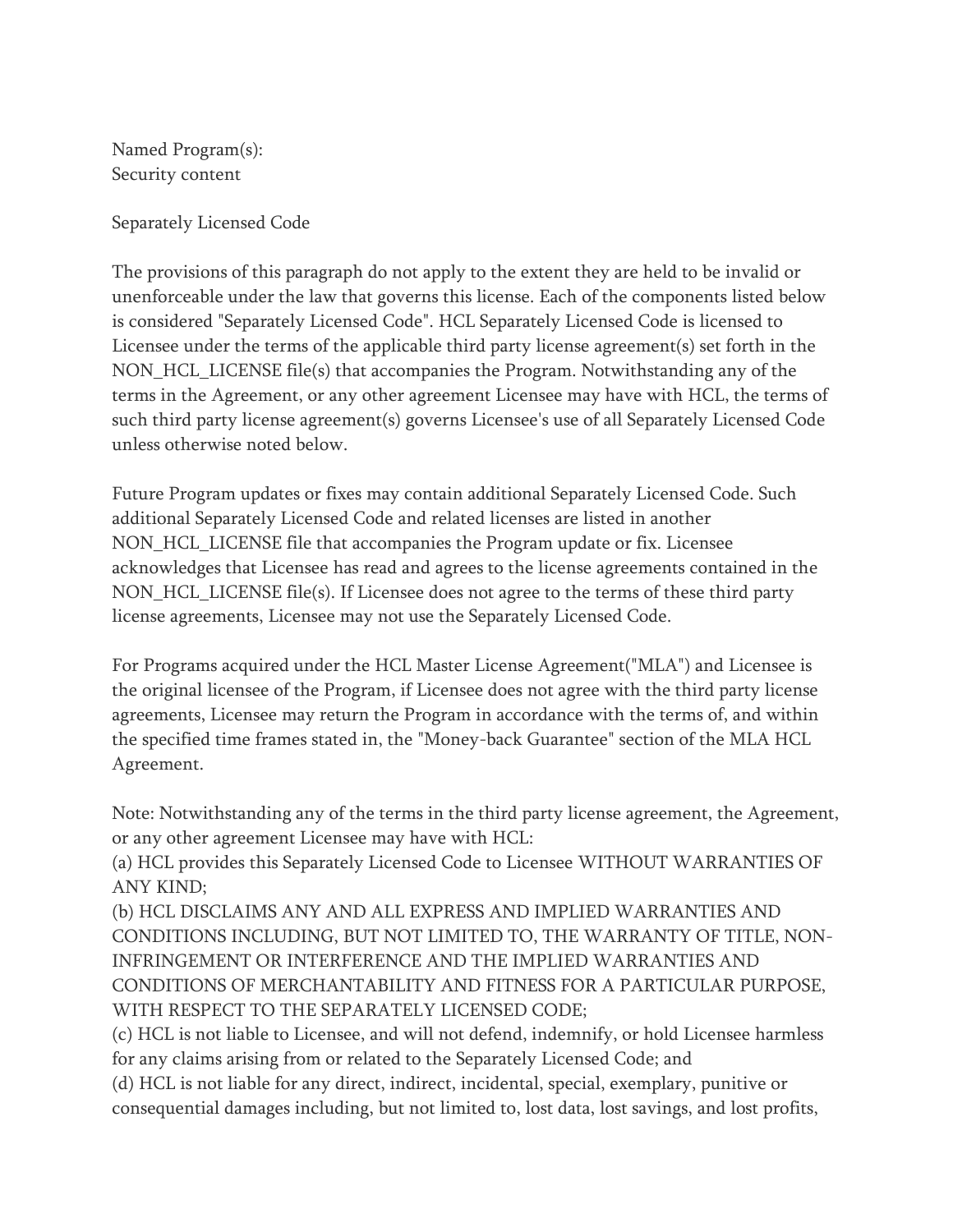Named Program(s):
Security content

Separately Licensed Code

The provisions of this paragraph do not apply to the extent they are held to be invalid or unenforceable under the law that governs this license. Each of the components listed below is considered "Separately Licensed Code". HCL Separately Licensed Code is licensed to Licensee under the terms of the applicable third party license agreement(s) set forth in the NON_HCL_LICENSE file(s) that accompanies the Program. Notwithstanding any of the terms in the Agreement, or any other agreement Licensee may have with HCL, the terms of such third party license agreement(s) governs Licensee's use of all Separately Licensed Code unless otherwise noted below.

Future Program updates or fixes may contain additional Separately Licensed Code. Such additional Separately Licensed Code and related licenses are listed in another NON_HCL_LICENSE file that accompanies the Program update or fix. Licensee acknowledges that Licensee has read and agrees to the license agreements contained in the NON_HCL_LICENSE file(s). If Licensee does not agree to the terms of these third party license agreements, Licensee may not use the Separately Licensed Code.

For Programs acquired under the HCL Master License Agreement("MLA") and Licensee is the original licensee of the Program, if Licensee does not agree with the third party license agreements, Licensee may return the Program in accordance with the terms of, and within the specified time frames stated in, the "Money-back Guarantee" section of the MLA HCL Agreement.

Note: Notwithstanding any of the terms in the third party license agreement, the Agreement, or any other agreement Licensee may have with HCL:
(a) HCL provides this Separately Licensed Code to Licensee WITHOUT WARRANTIES OF ANY KIND;
(b) HCL DISCLAIMS ANY AND ALL EXPRESS AND IMPLIED WARRANTIES AND CONDITIONS INCLUDING, BUT NOT LIMITED TO, THE WARRANTY OF TITLE, NON-INFRINGEMENT OR INTERFERENCE AND THE IMPLIED WARRANTIES AND CONDITIONS OF MERCHANTABILITY AND FITNESS FOR A PARTICULAR PURPOSE, WITH RESPECT TO THE SEPARATELY LICENSED CODE;
(c) HCL is not liable to Licensee, and will not defend, indemnify, or hold Licensee harmless for any claims arising from or related to the Separately Licensed Code; and
(d) HCL is not liable for any direct, indirect, incidental, special, exemplary, punitive or consequential damages including, but not limited to, lost data, lost savings, and lost profits,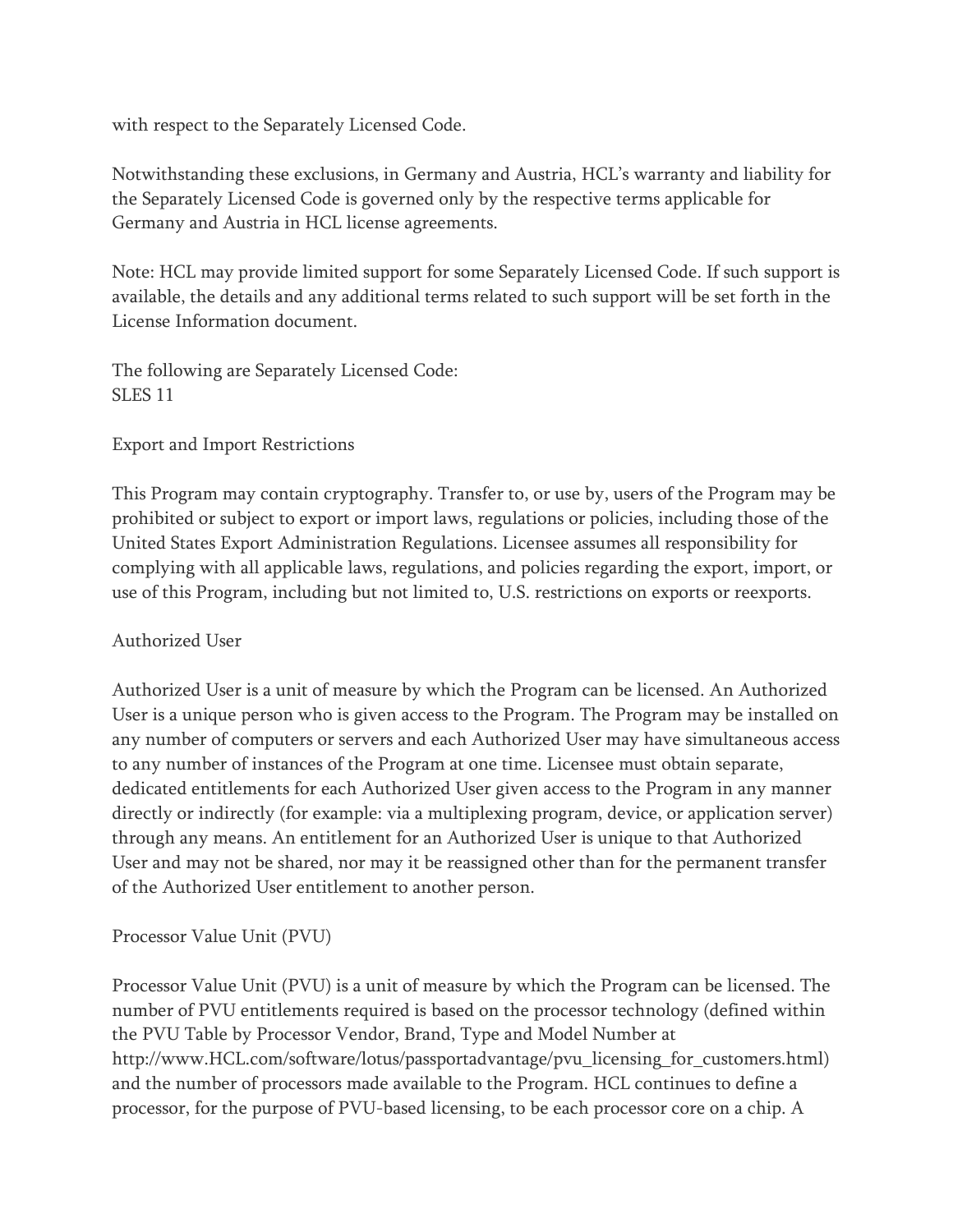with respect to the Separately Licensed Code.

Notwithstanding these exclusions, in Germany and Austria, HCL's warranty and liability for the Separately Licensed Code is governed only by the respective terms applicable for Germany and Austria in HCL license agreements.

Note: HCL may provide limited support for some Separately Licensed Code. If such support is available, the details and any additional terms related to such support will be set forth in the License Information document.

The following are Separately Licensed Code:
SLES 11

## Export and Import Restrictions

This Program may contain cryptography. Transfer to, or use by, users of the Program may be prohibited or subject to export or import laws, regulations or policies, including those of the United States Export Administration Regulations. Licensee assumes all responsibility for complying with all applicable laws, regulations, and policies regarding the export, import, or use of this Program, including but not limited to, U.S. restrictions on exports or reexports.

## Authorized User

Authorized User is a unit of measure by which the Program can be licensed. An Authorized User is a unique person who is given access to the Program. The Program may be installed on any number of computers or servers and each Authorized User may have simultaneous access to any number of instances of the Program at one time. Licensee must obtain separate, dedicated entitlements for each Authorized User given access to the Program in any manner directly or indirectly (for example: via a multiplexing program, device, or application server) through any means. An entitlement for an Authorized User is unique to that Authorized User and may not be shared, nor may it be reassigned other than for the permanent transfer of the Authorized User entitlement to another person.

## Processor Value Unit (PVU)

Processor Value Unit (PVU) is a unit of measure by which the Program can be licensed. The number of PVU entitlements required is based on the processor technology (defined within the PVU Table by Processor Vendor, Brand, Type and Model Number at http://www.HCL.com/software/lotus/passportadvantage/pvu_licensing_for_customers.html) and the number of processors made available to the Program. HCL continues to define a processor, for the purpose of PVU-based licensing, to be each processor core on a chip. A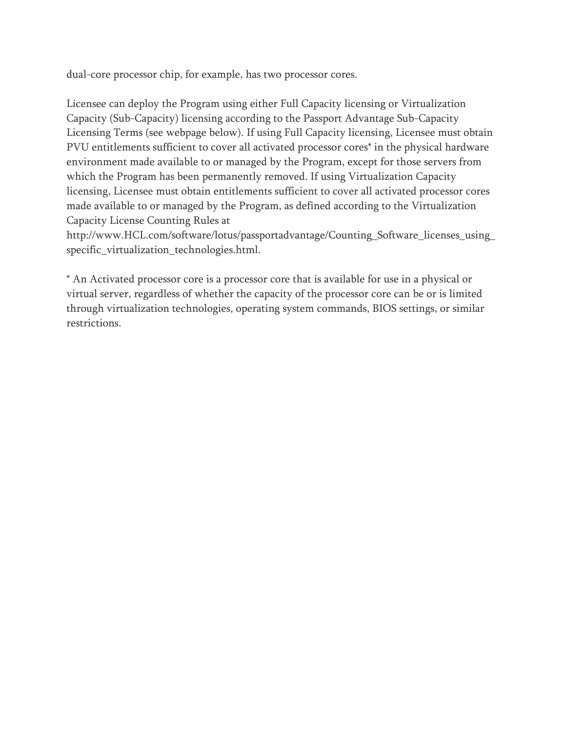dual-core processor chip, for example, has two processor cores.

Licensee can deploy the Program using either Full Capacity licensing or Virtualization Capacity (Sub-Capacity) licensing according to the Passport Advantage Sub-Capacity Licensing Terms (see webpage below). If using Full Capacity licensing, Licensee must obtain PVU entitlements sufficient to cover all activated processor cores* in the physical hardware environment made available to or managed by the Program, except for those servers from which the Program has been permanently removed. If using Virtualization Capacity licensing, Licensee must obtain entitlements sufficient to cover all activated processor cores made available to or managed by the Program, as defined according to the Virtualization Capacity License Counting Rules at http://www.HCL.com/software/lotus/passportadvantage/Counting_Software_licenses_using_specific_virtualization_technologies.html.

* An Activated processor core is a processor core that is available for use in a physical or virtual server, regardless of whether the capacity of the processor core can be or is limited through virtualization technologies, operating system commands, BIOS settings, or similar restrictions.